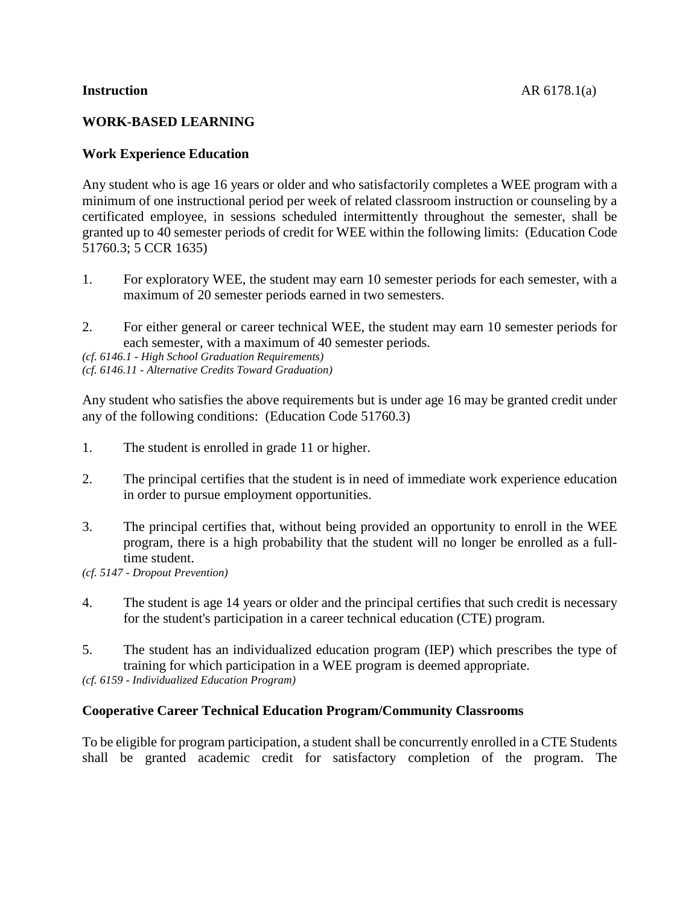**Instruction**

# WORK-BASED LEARNING

## Work Experience Education

Any student who is age 16 years or older and who satisfactorily completes a WEE program with a minimum of one instructional period per week of related classroom instruction or counseling by a certificated employee, in sessions scheduled intermittently throughout the semester, shall be granted up to 40 semester periods of credit for WEE within the following limits: (Education Code 51760.3; 5 CCR 1635)

1. For exploratory WEE, the student may earn 10 semester periods for each semester, with a maximum of 20 semester periods earned in two semesters.

2. For either general or career technical WEE, the student may earn 10 semester periods for each semester, with a maximum of 40 semester periods.

*(cf. 6146.1 - High School Graduation Requirements)*
*(cf. 6146.11 - Alternative Credits Toward Graduation)*

Any student who satisfies the above requirements but is under age 16 may be granted credit under any of the following conditions: (Education Code 51760.3)

1. The student is enrolled in grade 11 or higher.

2. The principal certifies that the student is in need of immediate work experience education in order to pursue employment opportunities.

3. The principal certifies that, without being provided an opportunity to enroll in the WEE program, there is a high probability that the student will no longer be enrolled as a full-time student.

*(cf. 5147 - Dropout Prevention)*

4. The student is age 14 years or older and the principal certifies that such credit is necessary for the student's participation in a career technical education (CTE) program.

5. The student has an individualized education program (IEP) which prescribes the type of training for which participation in a WEE program is deemed appropriate.

*(cf. 6159 - Individualized Education Program)*

## Cooperative Career Technical Education Program/Community Classrooms

To be eligible for program participation, a student shall be concurrently enrolled in a CTE Students shall be granted academic credit for satisfactory completion of the program. The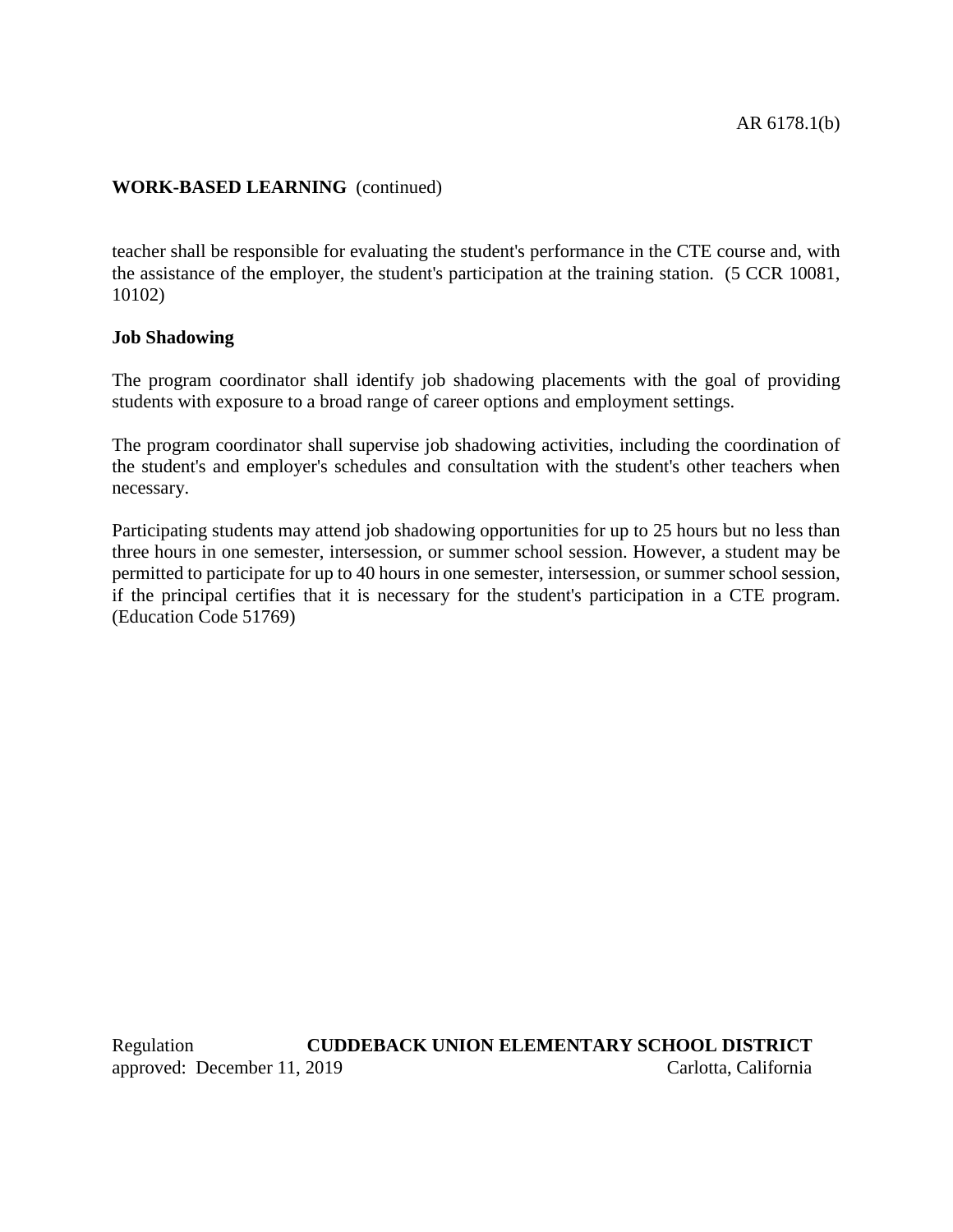teacher shall be responsible for evaluating the student's performance in the CTE course and, with the assistance of the employer, the student's participation at the training station. (5 CCR 10081, 10102)

**Job Shadowing**

The program coordinator shall identify job shadowing placements with the goal of providing students with exposure to a broad range of career options and employment settings.

The program coordinator shall supervise job shadowing activities, including the coordination of the student's and employer's schedules and consultation with the student's other teachers when necessary.

Participating students may attend job shadowing opportunities for up to 25 hours but no less than three hours in one semester, intersession, or summer school session. However, a student may be permitted to participate for up to 40 hours in one semester, intersession, or summer school session, if the principal certifies that it is necessary for the student's participation in a CTE program. (Education Code 51769)

Regulation **CUDDEBACK UNION ELEMENTARY SCHOOL DISTRICT**
approved: December 11, 2019 Carlotta, California